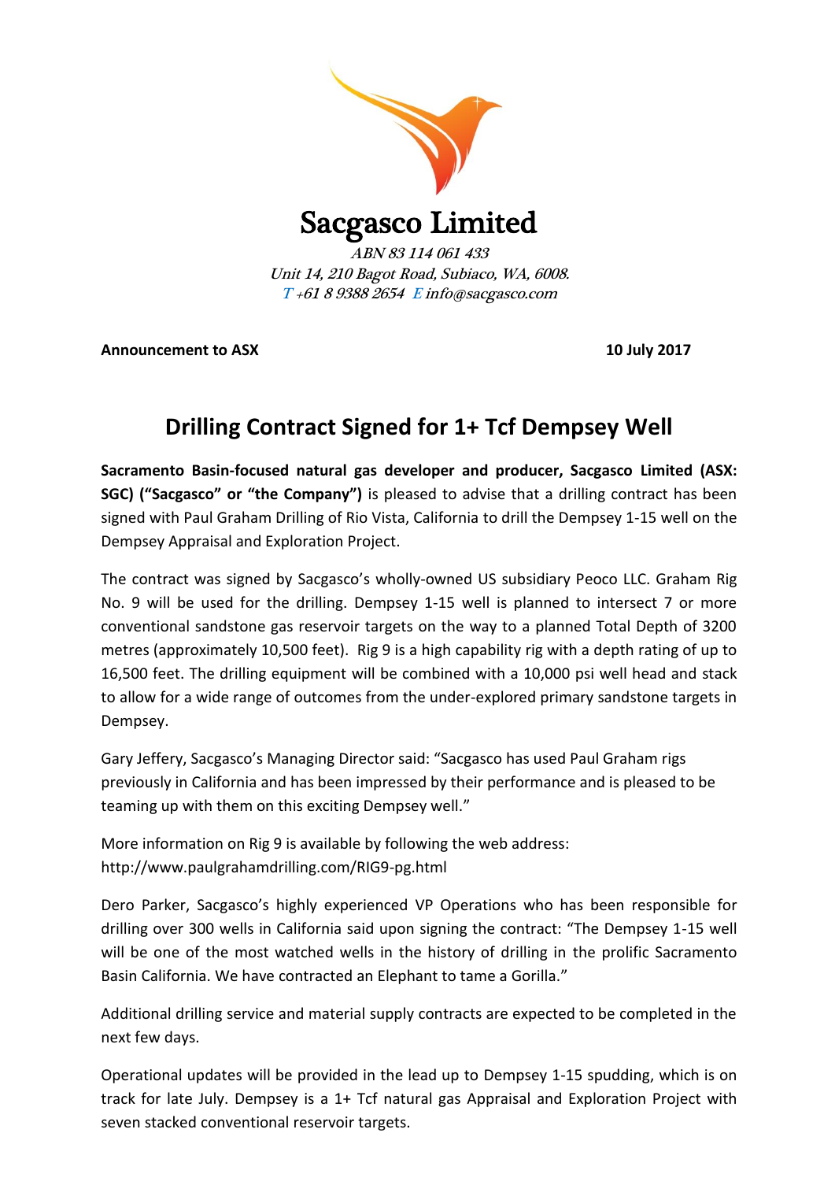# Sacgasco Limited

*ABN 83 114 061 433*
*Unit 14, 210 Bagot Road, Subiaco, WA, 6008.*
*T +61 8 9388 2654 E info@sacgasco.com*

**Announcement to ASX** **10 July 2017**

## Drilling Contract Signed for 1+ Tcf Dempsey Well

**Sacramento Basin-focused natural gas developer and producer, Sacgasco Limited (ASX: SGC) ("Sacgasco" or "the Company")** is pleased to advise that a drilling contract has been signed with Paul Graham Drilling of Rio Vista, California to drill the Dempsey 1-15 well on the Dempsey Appraisal and Exploration Project.

The contract was signed by Sacgasco's wholly-owned US subsidiary Peoco LLC. Graham Rig No. 9 will be used for the drilling. Dempsey 1-15 well is planned to intersect 7 or more conventional sandstone gas reservoir targets on the way to a planned Total Depth of 3200 metres (approximately 10,500 feet). Rig 9 is a high capability rig with a depth rating of up to 16,500 feet. The drilling equipment will be combined with a 10,000 psi well head and stack to allow for a wide range of outcomes from the under-explored primary sandstone targets in Dempsey.

Gary Jeffery, Sacgasco's Managing Director said: "Sacgasco has used Paul Graham rigs previously in California and has been impressed by their performance and is pleased to be teaming up with them on this exciting Dempsey well."

More information on Rig 9 is available by following the web address:
http://www.paulgrahamdrilling.com/RIG9-pg.html

Dero Parker, Sacgasco's highly experienced VP Operations who has been responsible for drilling over 300 wells in California said upon signing the contract: "The Dempsey 1-15 well will be one of the most watched wells in the history of drilling in the prolific Sacramento Basin California. We have contracted an Elephant to tame a Gorilla."

Additional drilling service and material supply contracts are expected to be completed in the next few days.

Operational updates will be provided in the lead up to Dempsey 1-15 spudding, which is on track for late July. Dempsey is a 1+ Tcf natural gas Appraisal and Exploration Project with seven stacked conventional reservoir targets.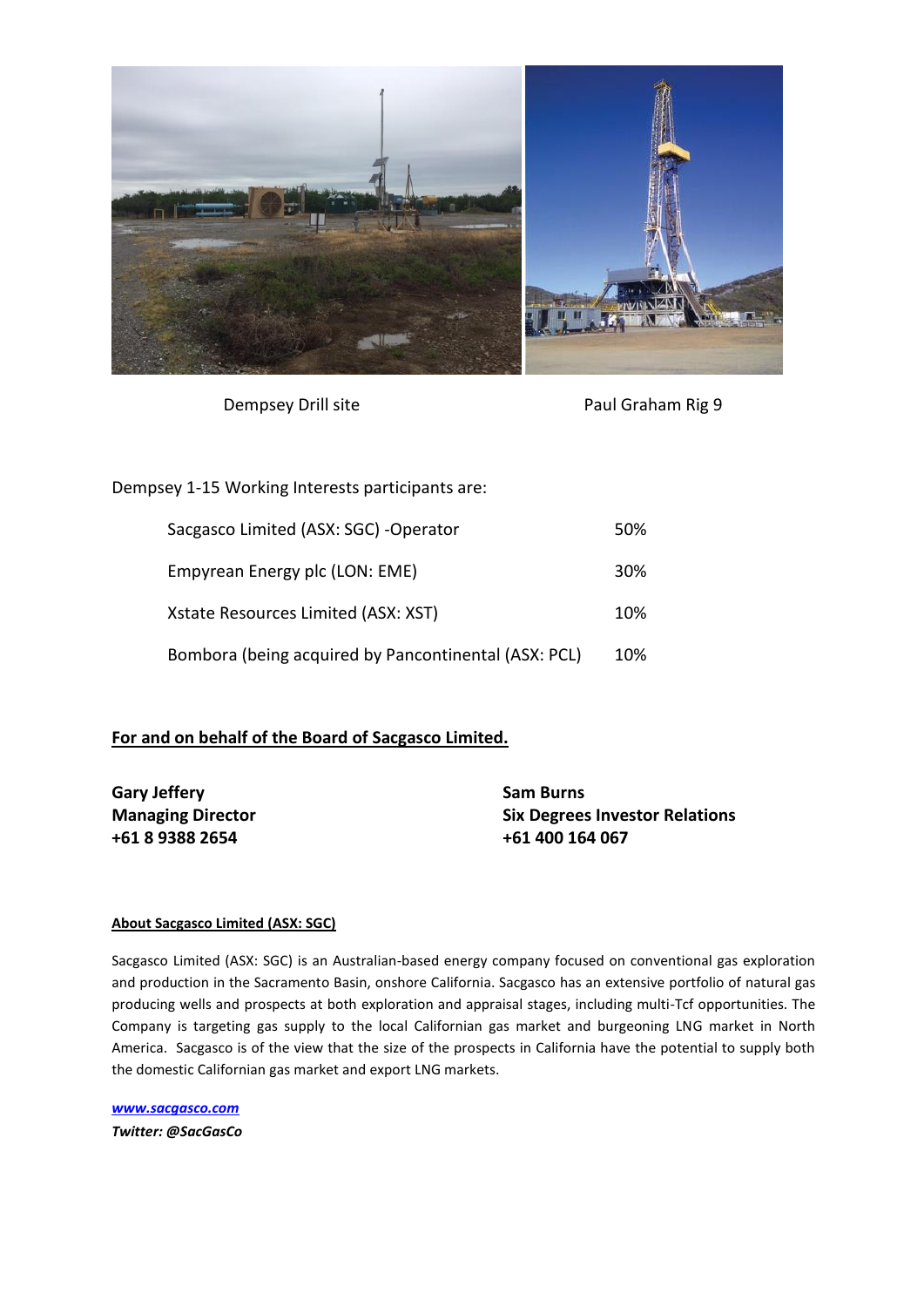Dempsey Drill site

Paul Graham Rig 9

Dempsey 1-15 Working Interests participants are:

| | |
|---|---|
| Sacgasco Limited (ASX: SGC) -Operator | 50% |
| Empyrean Energy plc (LON: EME) | 30% |
| Xstate Resources Limited (ASX: XST) | 10% |
| Bombora (being acquired by Pancontinental (ASX: PCL) | 10% |

**For and on behalf of the Board of Sacgasco Limited.**

**Gary Jeffery**
**Managing Director**
**+61 8 9388 2654**

**Sam Burns**
**Six Degrees Investor Relations**
**+61 400 164 067**

**About Sacgasco Limited (ASX: SGC)**

Sacgasco Limited (ASX: SGC) is an Australian-based energy company focused on conventional gas exploration and production in the Sacramento Basin, onshore California. Sacgasco has an extensive portfolio of natural gas producing wells and prospects at both exploration and appraisal stages, including multi-Tcf opportunities. The Company is targeting gas supply to the local Californian gas market and burgeoning LNG market in North America. Sacgasco is of the view that the size of the prospects in California have the potential to supply both the domestic Californian gas market and export LNG markets.

*www.sacgasco.com*

*Twitter: @SacGasCo*